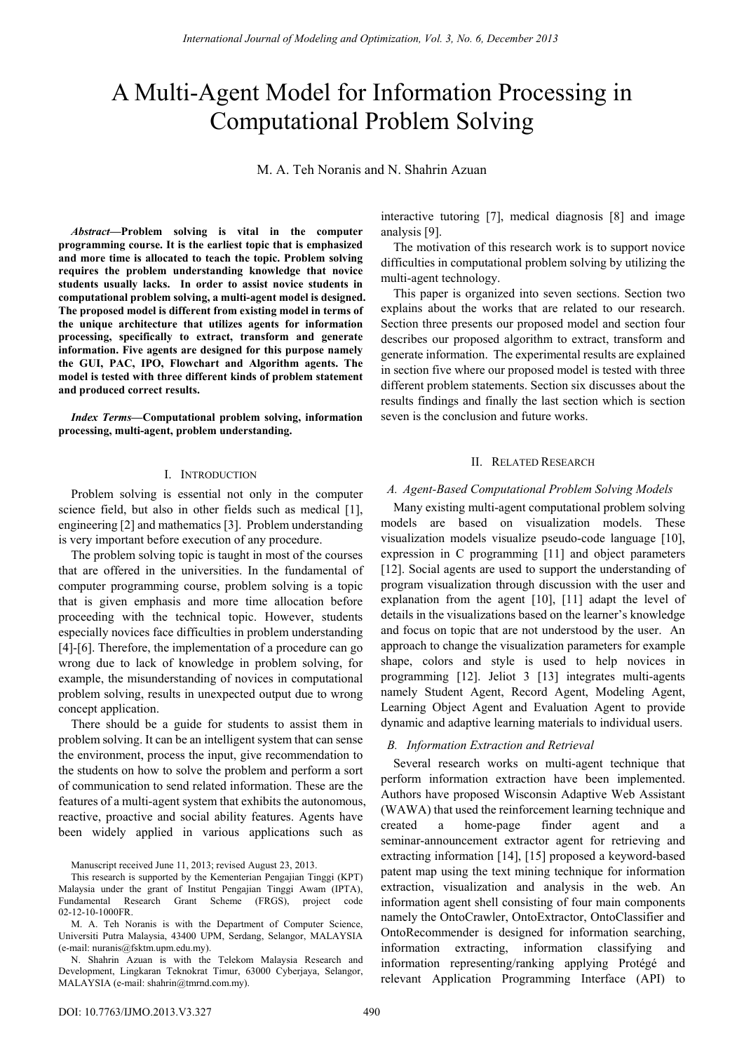# A Multi-Agent Model for Information Processing in Computational Problem Solving

M. A. Teh Noranis and N. Shahrin Azuan

***Abstract*—Problem solving is vital in the computer programming course. It is the earliest topic that is emphasized and more time is allocated to teach the topic. Problem solving requires the problem understanding knowledge that novice students usually lacks. In order to assist novice students in computational problem solving, a multi-agent model is designed. The proposed model is different from existing model in terms of the unique architecture that utilizes agents for information processing, specifically to extract, transform and generate information. Five agents are designed for this purpose namely the GUI, PAC, IPO, Flowchart and Algorithm agents. The model is tested with three different kinds of problem statement and produced correct results.**

***Index Terms*—Computational problem solving, information processing, multi-agent, problem understanding.**

## I. Introduction

Problem solving is essential not only in the computer science field, but also in other fields such as medical [1], engineering [2] and mathematics [3]. Problem understanding is very important before execution of any procedure.

The problem solving topic is taught in most of the courses that are offered in the universities. In the fundamental of computer programming course, problem solving is a topic that is given emphasis and more time allocation before proceeding with the technical topic. However, students especially novices face difficulties in problem understanding [4]-[6]. Therefore, the implementation of a procedure can go wrong due to lack of knowledge in problem solving, for example, the misunderstanding of novices in computational problem solving, results in unexpected output due to wrong concept application.

There should be a guide for students to assist them in problem solving. It can be an intelligent system that can sense the environment, process the input, give recommendation to the students on how to solve the problem and perform a sort of communication to send related information. These are the features of a multi-agent system that exhibits the autonomous, reactive, proactive and social ability features. Agents have been widely applied in various applications such as interactive tutoring [7], medical diagnosis [8] and image analysis [9].

The motivation of this research work is to support novice difficulties in computational problem solving by utilizing the multi-agent technology.

This paper is organized into seven sections. Section two explains about the works that are related to our research. Section three presents our proposed model and section four describes our proposed algorithm to extract, transform and generate information. The experimental results are explained in section five where our proposed model is tested with three different problem statements. Section six discusses about the results findings and finally the last section which is section seven is the conclusion and future works.

Manuscript received June 11, 2013; revised August 23, 2013.

This research is supported by the Kementerian Pengajian Tinggi (KPT) Malaysia under the grant of Institut Pengajian Tinggi Awam (IPTA), Fundamental Research Grant Scheme (FRGS), project code 02-12-10-1000FR.

M. A. Teh Noranis is with the Department of Computer Science, Universiti Putra Malaysia, 43400 UPM, Serdang, Selangor, MALAYSIA (e-mail: nuranis@fsktm.upm.edu.my).

N. Shahrin Azuan is with the Telekom Malaysia Research and Development, Lingkaran Teknokrat Timur, 63000 Cyberjaya, Selangor, MALAYSIA (e-mail: shahrin@tmrnd.com.my).

## II. Related Research

### A. Agent-Based Computational Problem Solving Models

Many existing multi-agent computational problem solving models are based on visualization models. These visualization models visualize pseudo-code language [10], expression in C programming [11] and object parameters [12]. Social agents are used to support the understanding of program visualization through discussion with the user and explanation from the agent [10], [11] adapt the level of details in the visualizations based on the learner's knowledge and focus on topic that are not understood by the user. An approach to change the visualization parameters for example shape, colors and style is used to help novices in programming [12]. Jeliot 3 [13] integrates multi-agents namely Student Agent, Record Agent, Modeling Agent, Learning Object Agent and Evaluation Agent to provide dynamic and adaptive learning materials to individual users.

### B. Information Extraction and Retrieval

Several research works on multi-agent technique that perform information extraction have been implemented. Authors have proposed Wisconsin Adaptive Web Assistant (WAWA) that used the reinforcement learning technique and created a home-page finder agent and a seminar-announcement extractor agent for retrieving and extracting information [14], [15] proposed a keyword-based patent map using the text mining technique for information extraction, visualization and analysis in the web. An information agent shell consisting of four main components namely the OntoCrawler, OntoExtractor, OntoClassifier and OntoRecommender is designed for information searching, information extracting, information classifying and information representing/ranking applying Protégé and relevant Application Programming Interface (API) to

DOI: 10.7763/IJMO.2013.V3.327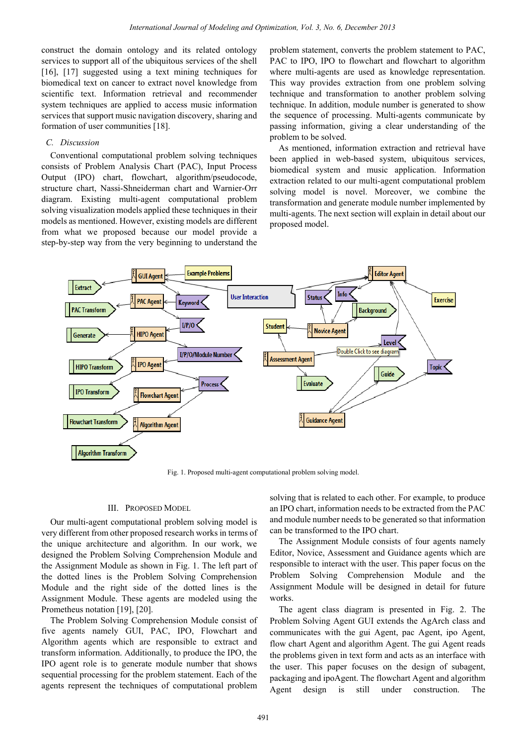construct the domain ontology and its related ontology services to support all of the ubiquitous services of the shell [16], [17] suggested using a text mining techniques for biomedical text on cancer to extract novel knowledge from scientific text. Information retrieval and recommender system techniques are applied to access music information services that support music navigation discovery, sharing and formation of user communities [18].

### C. Discussion

Conventional computational problem solving techniques consists of Problem Analysis Chart (PAC), Input Process Output (IPO) chart, flowchart, algorithm/pseudocode, structure chart, Nassi-Shneiderman chart and Warnier-Orr diagram. Existing multi-agent computational problem solving visualization models applied these techniques in their models as mentioned. However, existing models are different from what we proposed because our model provide a step-by-step way from the very beginning to understand the problem statement, converts the problem statement to PAC, PAC to IPO, IPO to flowchart and flowchart to algorithm where multi-agents are used as knowledge representation. This way provides extraction from one problem solving technique and transformation to another problem solving technique. In addition, module number is generated to show the sequence of processing. Multi-agents communicate by passing information, giving a clear understanding of the problem to be solved.

As mentioned, information extraction and retrieval have been applied in web-based system, ubiquitous services, biomedical system and music application. Information extraction related to our multi-agent computational problem solving model is novel. Moreover, we combine the transformation and generate module number implemented by multi-agents. The next section will explain in detail about our proposed model.

Fig. 1. Proposed multi-agent computational problem solving model.

## III. Proposed Model

Our multi-agent computational problem solving model is very different from other proposed research works in terms of the unique architecture and algorithm. In our work, we designed the Problem Solving Comprehension Module and the Assignment Module as shown in Fig. 1. The left part of the dotted lines is the Problem Solving Comprehension Module and the right side of the dotted lines is the Assignment Module. These agents are modeled using the Prometheus notation [19], [20].

The Problem Solving Comprehension Module consist of five agents namely GUI, PAC, IPO, Flowchart and Algorithm agents which are responsible to extract and transform information. Additionally, to produce the IPO, the IPO agent role is to generate module number that shows sequential processing for the problem statement. Each of the agents represent the techniques of computational problem solving that is related to each other. For example, to produce an IPO chart, information needs to be extracted from the PAC and module number needs to be generated so that information can be transformed to the IPO chart.

The Assignment Module consists of four agents namely Editor, Novice, Assessment and Guidance agents which are responsible to interact with the user. This paper focus on the Problem Solving Comprehension Module and the Assignment Module will be designed in detail for future works.

The agent class diagram is presented in Fig. 2. The Problem Solving Agent GUI extends the AgArch class and communicates with the gui Agent, pac Agent, ipo Agent, flow chart Agent and algorithm Agent. The gui Agent reads the problems given in text form and acts as an interface with the user. This paper focuses on the design of subagent, packaging and ipoAgent. The flowchart Agent and algorithm Agent design is still under construction. The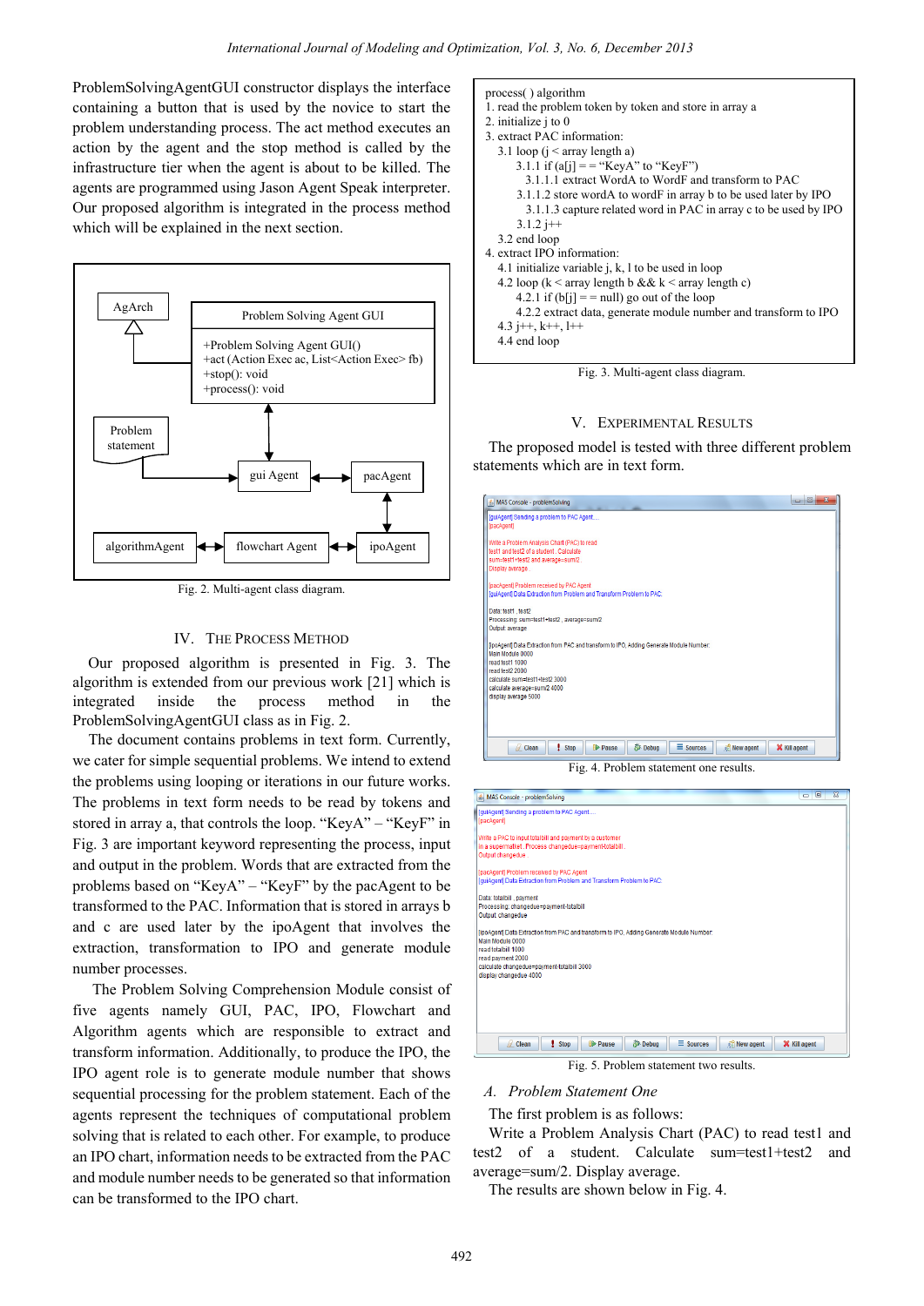ProblemSolvingAgentGUI constructor displays the interface containing a button that is used by the novice to start the problem understanding process. The act method executes an action by the agent and the stop method is called by the infrastructure tier when the agent is about to be killed. The agents are programmed using Jason Agent Speak interpreter. Our proposed algorithm is integrated in the process method which will be explained in the next section.

Fig. 2. Multi-agent class diagram.

## IV. The Process Method

Our proposed algorithm is presented in Fig. 3. The algorithm is extended from our previous work [21] which is integrated inside the process method in the ProblemSolvingAgentGUI class as in Fig. 2.

The document contains problems in text form. Currently, we cater for simple sequential problems. We intend to extend the problems using looping or iterations in our future works. The problems in text form needs to be read by tokens and stored in array a, that controls the loop. “KeyA” – “KeyF” in Fig. 3 are important keyword representing the process, input and output in the problem. Words that are extracted from the problems based on “KeyA” – “KeyF” by the pacAgent to be transformed to the PAC. Information that is stored in arrays b and c are used later by the ipoAgent that involves the extraction, transformation to IPO and generate module number processes.

The Problem Solving Comprehension Module consist of five agents namely GUI, PAC, IPO, Flowchart and Algorithm agents which are responsible to extract and transform information. Additionally, to produce the IPO, the IPO agent role is to generate module number that shows sequential processing for the problem statement. Each of the agents represent the techniques of computational problem solving that is related to each other. For example, to produce an IPO chart, information needs to be extracted from the PAC and module number needs to be generated so that information can be transformed to the IPO chart.

```
process( ) algorithm
1. read the problem token by token and store in array a
2. initialize j to 0
3. extract PAC information:
   3.1 loop (j < array length a)
       3.1.1 if (a[j] = = “KeyA” to “KeyF”)
           3.1.1.1 extract WordA to WordF and transform to PAC
       3.1.1.2 store wordA to wordF in array b to be used later by IPO
           3.1.1.3 capture related word in PAC in array c to be used by IPO
       3.1.2 j++
   3.2 end loop
4. extract IPO information:
   4.1 initialize variable j, k, l to be used in loop
   4.2 loop (k < array length b && k < array length c)
       4.2.1 if (b[j] = = null) go out of the loop
       4.2.2 extract data, generate module number and transform to IPO
   4.3 j++, k++, l++
   4.4 end loop
```

Fig. 3. Multi-agent class diagram.

## V. Experimental Results

The proposed model is tested with three different problem statements which are in text form.

Fig. 4. Problem statement one results.

Fig. 5. Problem statement two results.

### A. Problem Statement One

The first problem is as follows:

Write a Problem Analysis Chart (PAC) to read test1 and test2 of a student. Calculate sum=test1+test2 and average=sum/2. Display average.

The results are shown below in Fig. 4.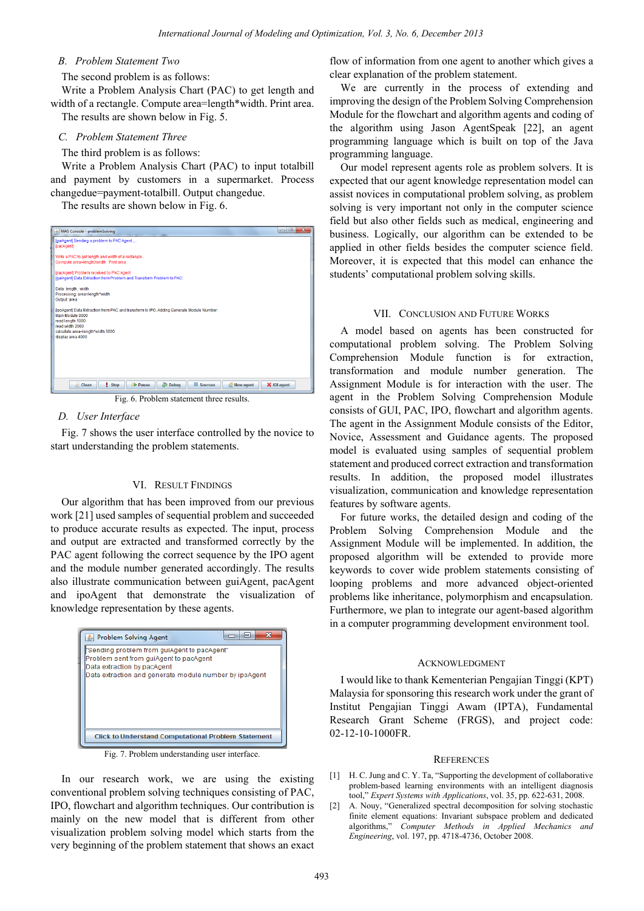### B. Problem Statement Two

The second problem is as follows:

Write a Problem Analysis Chart (PAC) to get length and width of a rectangle. Compute area=length*width. Print area.

The results are shown below in Fig. 5.

### C. Problem Statement Three

The third problem is as follows:

Write a Problem Analysis Chart (PAC) to input totalbill and payment by customers in a supermarket. Process changedue=payment-totalbill. Output changedue.

The results are shown below in Fig. 6.

Fig. 6. Problem statement three results.

### D. User Interface

Fig. 7 shows the user interface controlled by the novice to start understanding the problem statements.

## VI. Result Findings

Our algorithm that has been improved from our previous work [21] used samples of sequential problem and succeeded to produce accurate results as expected. The input, process and output are extracted and transformed correctly by the PAC agent following the correct sequence by the IPO agent and the module number generated accordingly. The results also illustrate communication between guiAgent, pacAgent and ipoAgent that demonstrate the visualization of knowledge representation by these agents.

Fig. 7. Problem understanding user interface.

In our research work, we are using the existing conventional problem solving techniques consisting of PAC, IPO, flowchart and algorithm techniques. Our contribution is mainly on the new model that is different from other visualization problem solving model which starts from the very beginning of the problem statement that shows an exact flow of information from one agent to another which gives a clear explanation of the problem statement.

We are currently in the process of extending and improving the design of the Problem Solving Comprehension Module for the flowchart and algorithm agents and coding of the algorithm using Jason AgentSpeak [22], an agent programming language which is built on top of the Java programming language.

Our model represent agents role as problem solvers. It is expected that our agent knowledge representation model can assist novices in computational problem solving, as problem solving is very important not only in the computer science field but also other fields such as medical, engineering and business. Logically, our algorithm can be extended to be applied in other fields besides the computer science field. Moreover, it is expected that this model can enhance the students' computational problem solving skills.

## VII. Conclusion and Future Works

A model based on agents has been constructed for computational problem solving. The Problem Solving Comprehension Module function is for extraction, transformation and module number generation. The Assignment Module is for interaction with the user. The agent in the Problem Solving Comprehension Module consists of GUI, PAC, IPO, flowchart and algorithm agents. The agent in the Assignment Module consists of the Editor, Novice, Assessment and Guidance agents. The proposed model is evaluated using samples of sequential problem statement and produced correct extraction and transformation results. In addition, the proposed model illustrates visualization, communication and knowledge representation features by software agents.

For future works, the detailed design and coding of the Problem Solving Comprehension Module and the Assignment Module will be implemented. In addition, the proposed algorithm will be extended to provide more keywords to cover wide problem statements consisting of looping problems and more advanced object-oriented problems like inheritance, polymorphism and encapsulation. Furthermore, we plan to integrate our agent-based algorithm in a computer programming development environment tool.

## Acknowledgment

I would like to thank Kementerian Pengajian Tinggi (KPT) Malaysia for sponsoring this research work under the grant of Institut Pengajian Tinggi Awam (IPTA), Fundamental Research Grant Scheme (FRGS), and project code: 02-12-10-1000FR.

## References

[1] H. C. Jung and C. Y. Ta, "Supporting the development of collaborative problem-based learning environments with an intelligent diagnosis tool," *Expert Systems with Applications*, vol. 35, pp. 622-631, 2008.

[2] A. Nouy, "Generalized spectral decomposition for solving stochastic finite element equations: Invariant subspace problem and dedicated algorithms," *Computer Methods in Applied Mechanics and Engineering*, vol. 197, pp. 4718-4736, October 2008.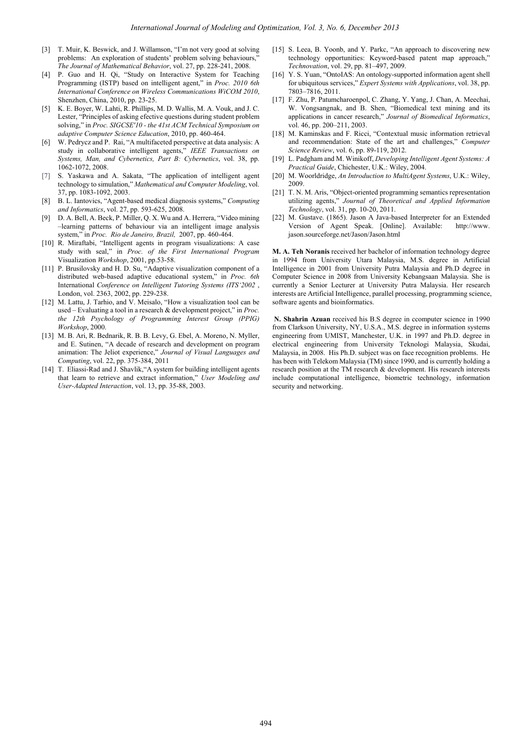[3] T. Muir, K. Beswick, and J. Willamson, "I'm not very good at solving problems: An exploration of students' problem solving behaviours," *The Journal of Mathematical Behavior*, vol. 27, pp. 228-241, 2008.

[4] P. Guo and H. Qi, "Study on Interactive System for Teaching Programming (ISTP) based on intelligent agent," in *Proc. 2010 6th International Conference on Wireless Communications WiCOM 2010*, Shenzhen, China, 2010, pp. 23-25.

[5] K. E. Boyer, W. Lahti, R. Phillips, M. D. Wallis, M. A. Vouk, and J. C. Lester, "Principles of asking efective questions during student problem solving," in *Proc. SIGCSE'10 - the 41st ACM Technical Symposium on adaptive Computer Science Education*, 2010, pp. 460-464.

[6] W. Pedrycz and P. Rai, "A multifaceted perspective at data analysis: A study in collaborative intelligent agents," *IEEE Transactions on Systems, Man, and Cybernetics, Part B: Cybernetics*, vol. 38, pp. 1062-1072, 2008.

[7] S. Yaskawa and A. Sakata, "The application of intelligent agent technology to simulation," *Mathematical and Computer Modeling*, vol. 37, pp. 1083-1092, 2003.

[8] B. L. Iantovics, "Agent-based medical diagnosis systems," *Computing and Informatics*, vol. 27, pp. 593-625, 2008.

[9] D. A. Bell, A. Beck, P. Miller, Q. X. Wu and A. Herrera, "Video mining –learning patterns of behaviour via an intelligent image analysis system," in *Proc. Rio de Janeiro, Brazil,* 2007, pp. 460-464.

[10] R. Miraftabi, "Intelligent agents in program visualizations: A case study with seal," in *Proc. of the First International Program* Visualization *Workshop*, 2001, pp.53-58.

[11] P. Brusilovsky and H. D. Su, "Adaptive visualization component of a distributed web-based adaptive educational system," in *Proc. 6th* International *Conference on Intelligent Tutoring Systems (ITS'2002* , London, vol. 2363, 2002, pp. 229-238.

[12] M. Lattu, J. Tarhio, and V. Meisalo, "How a visualization tool can be used – Evaluating a tool in a research & development project," in *Proc. the 12th Psychology of Programming Interest Group (PPIG) Workshop*, 2000.

[13] M. B. Ari, R. Bednarik, R. B. B. Levy, G. Ebel, A. Moreno, N. Myller, and E. Sutinen, "A decade of research and development on program animation: The Jeliot experience," *Journal of Visual Languages and Computing*, vol. 22, pp. 375-384, 2011

[14] T. Eliassi-Rad and J. Shavlik,"A system for building intelligent agents that learn to retrieve and extract information," *User Modeling and User-Adapted Interaction*, vol. 13, pp. 35-88, 2003.

[15] S. Leea, B. Yoonb, and Y. Parkc, "An approach to discovering new technology opportunities: Keyword-based patent map approach," *Technovation*, vol. 29, pp. 81–497, 2009.

[16] Y. S. Yuan, "OntoIAS: An ontology-supported information agent shell for ubiquitous services," *Expert Systems with Applications*, vol. 38, pp. 7803–7816, 2011.

[17] F. Zhu, P. Patumcharoenpol, C. Zhang, Y. Yang, J. Chan, A. Meechai, W. Vongsangnak, and B. Shen, "Biomedical text mining and its applications in cancer research," *Journal of Biomedical Informatics*, vol. 46, pp. 200–211, 2003.

[18] M. Kaminskas and F. Ricci, "Contextual music information retrieval and recommendation: State of the art and challenges," *Computer Science Review*, vol. 6, pp. 89-119, 2012.

[19] L. Padgham and M. Winikoff, *Developing Intelligent Agent Systems: A Practical Guide*, Chichester, U.K.: Wiley, 2004.

[20] M. Woorldridge, *An Introduction to MultiAgent Systems*, U.K.: Wiley, 2009.

[21] T. N. M. Aris, "Object-oriented programming semantics representation utilizing agents," *Journal of Theoretical and Applied Information Technology*, vol. 31, pp. 10-20, 2011.

[22] M. Gustave. (1865). Jason A Java-based Interpreter for an Extended Version of Agent Speak. [Online]. Available: http://www.jason.sourceforge.net/Jason/Jason.html

**M. A. Teh Noranis** received her bachelor of information technology degree in 1994 from University Utara Malaysia, M.S. degree in Artificial Intelligence in 2001 from University Putra Malaysia and Ph.D degree in Computer Science in 2008 from University Kebangsaan Malaysia. She is currently a Senior Lecturer at University Putra Malaysia. Her research interests are Artificial Intelligence, parallel processing, programming science, software agents and bioinformatics.

**N. Shahrin Azuan** received his B.S degree in ccomputer science in 1990 from Clarkson University, NY, U.S.A., M.S. degree in information systems engineering from UMIST, Manchester, U.K. in 1997 and Ph.D. degree in electrical engineering from University Teknologi Malaysia, Skudai, Malaysia, in 2008. His Ph.D. subject was on face recognition problems. He has been with Telekom Malaysia (TM) since 1990, and is currently holding a research position at the TM research & development. His research interests include computational intelligence, biometric technology, information security and networking.